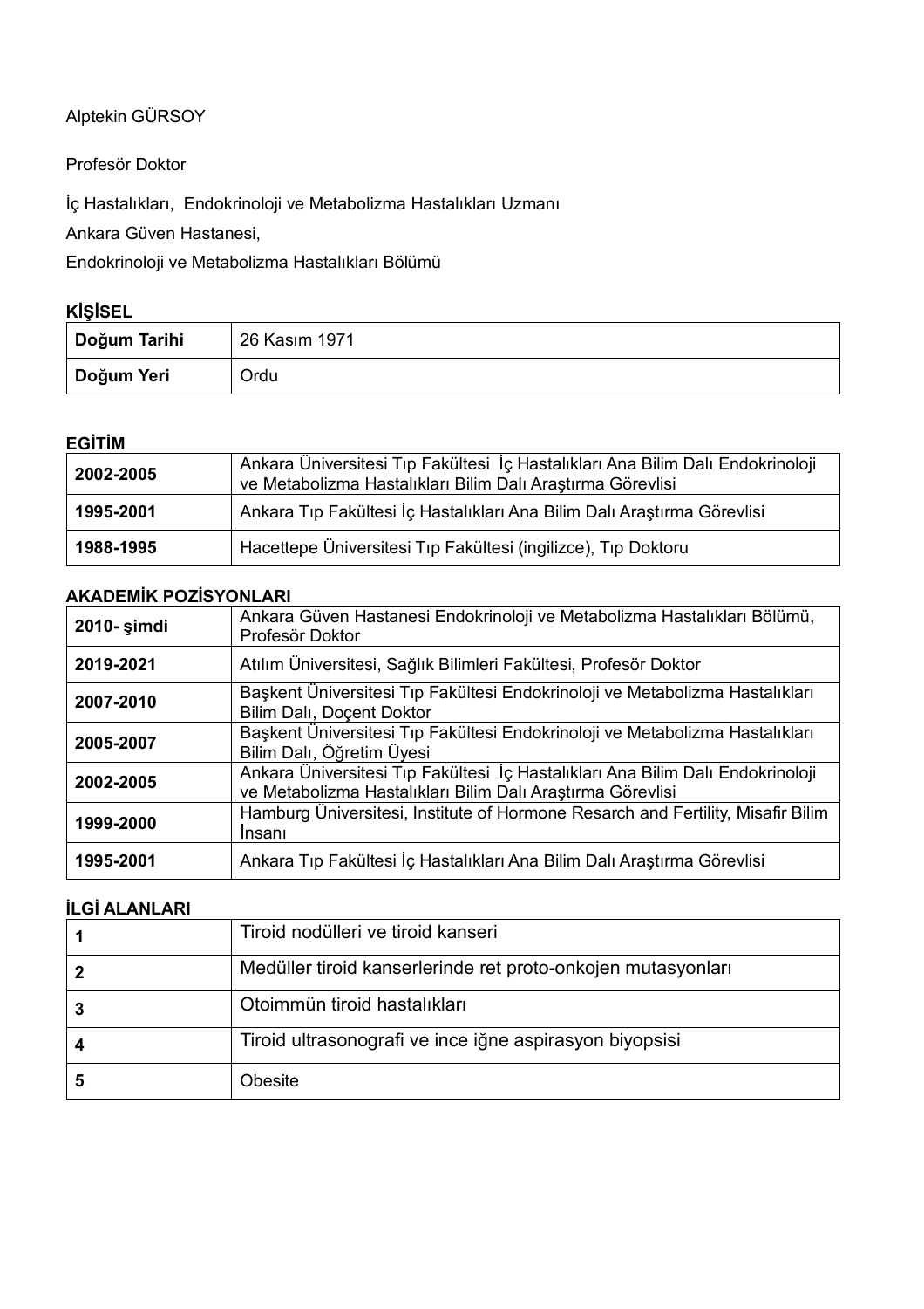Alptekin GÜRSOY

Profesör Doktor

İç Hastalıkları, Endokrinoloji ve Metabolizma Hastalıkları Uzmanı

Ankara Güven Hastanesi,

Endokrinoloji ve Metabolizma Hastalıkları Bölümü

### KİŞİSEL

| | |
|---|---|
| **Doğum Tarihi** | 26 Kasım 1971 |
| **Doğum Yeri** | Ordu |

### EGİTİM

| | |
|---|---|
| **2002-2005** | Ankara Üniversitesi Tıp Fakültesi İç Hastalıkları Ana Bilim Dalı Endokrinoloji ve Metabolizma Hastalıkları Bilim Dalı Araştırma Görevlisi |
| **1995-2001** | Ankara Tıp Fakültesi İç Hastalıkları Ana Bilim Dalı Araştırma Görevlisi |
| **1988-1995** | Hacettepe Üniversitesi Tıp Fakültesi (ingilizce), Tıp Doktoru |

### AKADEMİK POZİSYONLARI

| | |
|---|---|
| **2010- şimdi** | Ankara Güven Hastanesi Endokrinoloji ve Metabolizma Hastalıkları Bölümü, Profesör Doktor |
| **2019-2021** | Atılım Üniversitesi, Sağlık Bilimleri Fakültesi, Profesör Doktor |
| **2007-2010** | Başkent Üniversitesi Tıp Fakültesi Endokrinoloji ve Metabolizma Hastalıkları Bilim Dalı, Doçent Doktor |
| **2005-2007** | Başkent Üniversitesi Tıp Fakültesi Endokrinoloji ve Metabolizma Hastalıkları Bilim Dalı, Öğretim Üyesi |
| **2002-2005** | Ankara Üniversitesi Tıp Fakültesi İç Hastalıkları Ana Bilim Dalı Endokrinoloji ve Metabolizma Hastalıkları Bilim Dalı Araştırma Görevlisi |
| **1999-2000** | Hamburg Üniversitesi, Institute of Hormone Resarch and Fertility, Misafir Bilim İnsanı |
| **1995-2001** | Ankara Tıp Fakültesi İç Hastalıkları Ana Bilim Dalı Araştırma Görevlisi |

### İLGİ ALANLARI

| | |
|---|---|
| **1** | Tiroid nodülleri ve tiroid kanseri |
| **2** | Medüller tiroid kanserlerinde ret proto-onkojen mutasyonları |
| **3** | Otoimmün tiroid hastalıkları |
| **4** | Tiroid ultrasonografi ve ince iğne aspirasyon biyopsisi |
| **5** | Obesite |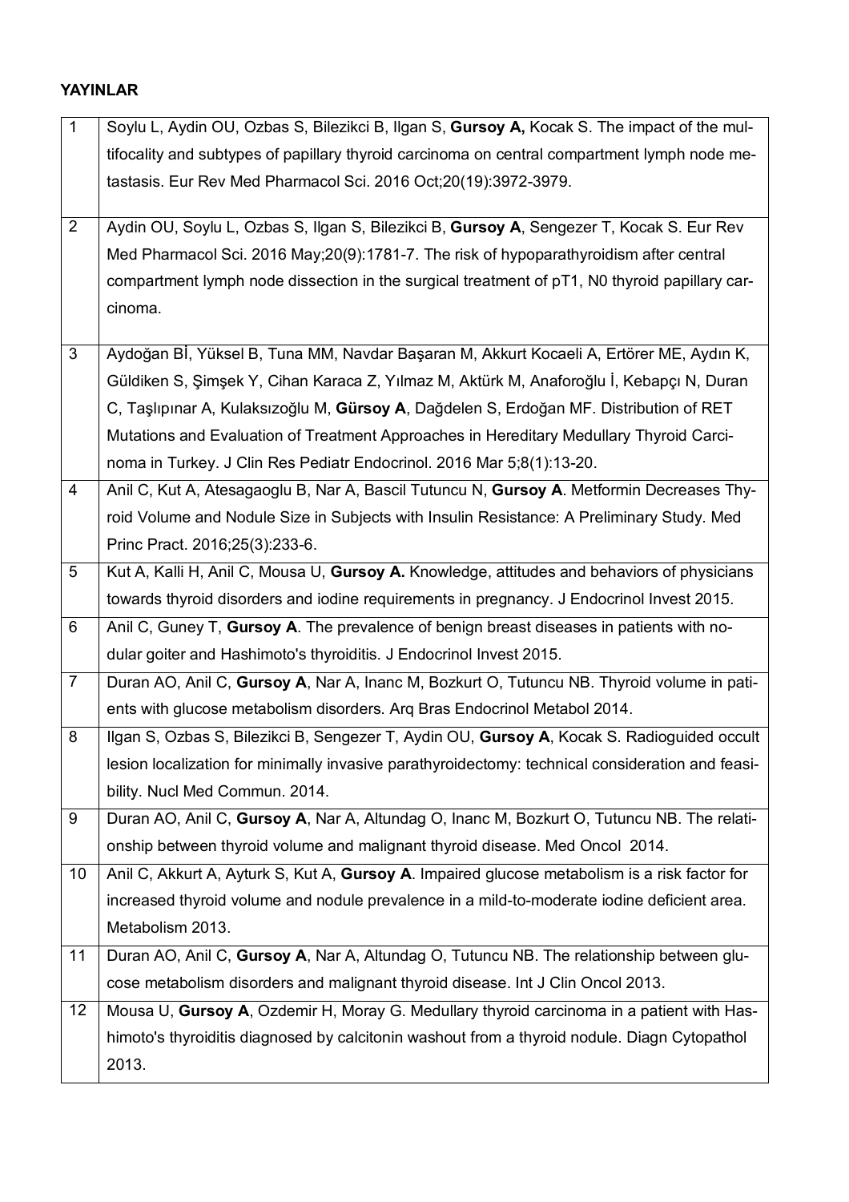**YAYINLAR**

| | |
|---|---|
| 1 | Soylu L, Aydin OU, Ozbas S, Bilezikci B, Ilgan S, **Gursoy A,** Kocak S. The impact of the multifocality and subtypes of papillary thyroid carcinoma on central compartment lymph node metastasis. Eur Rev Med Pharmacol Sci. 2016 Oct;20(19):3972-3979. |
| 2 | Aydin OU, Soylu L, Ozbas S, Ilgan S, Bilezikci B, **Gursoy A**, Sengezer T, Kocak S. Eur Rev Med Pharmacol Sci. 2016 May;20(9):1781-7. The risk of hypoparathyroidism after central compartment lymph node dissection in the surgical treatment of pT1, N0 thyroid papillary carcinoma. |
| 3 | Aydoğan Bİ, Yüksel B, Tuna MM, Navdar Başaran M, Akkurt Kocaeli A, Ertörer ME, Aydın K, Güldiken S, Şimşek Y, Cihan Karaca Z, Yılmaz M, Aktürk M, Anaforoğlu İ, Kebapçı N, Duran C, Taşlıpınar A, Kulaksızoğlu M, **Gürsoy A**, Dağdelen S, Erdoğan MF. Distribution of RET Mutations and Evaluation of Treatment Approaches in Hereditary Medullary Thyroid Carcinoma in Turkey. J Clin Res Pediatr Endocrinol. 2016 Mar 5;8(1):13-20. |
| 4 | Anil C, Kut A, Atesagaoglu B, Nar A, Bascil Tutuncu N, **Gursoy A**. Metformin Decreases Thyroid Volume and Nodule Size in Subjects with Insulin Resistance: A Preliminary Study. Med Princ Pract. 2016;25(3):233-6. |
| 5 | Kut A, Kalli H, Anil C, Mousa U, **Gursoy A.** Knowledge, attitudes and behaviors of physicians towards thyroid disorders and iodine requirements in pregnancy. J Endocrinol Invest 2015. |
| 6 | Anil C, Guney T, **Gursoy A**. The prevalence of benign breast diseases in patients with nodular goiter and Hashimoto's thyroiditis. J Endocrinol Invest 2015. |
| 7 | Duran AO, Anil C, **Gursoy A**, Nar A, Inanc M, Bozkurt O, Tutuncu NB. Thyroid volume in patients with glucose metabolism disorders. Arq Bras Endocrinol Metabol 2014. |
| 8 | Ilgan S, Ozbas S, Bilezikci B, Sengezer T, Aydin OU, **Gursoy A**, Kocak S. Radioguided occult lesion localization for minimally invasive parathyroidectomy: technical consideration and feasibility. Nucl Med Commun. 2014. |
| 9 | Duran AO, Anil C, **Gursoy A**, Nar A, Altundag O, Inanc M, Bozkurt O, Tutuncu NB. The relationship between thyroid volume and malignant thyroid disease. Med Oncol 2014. |
| 10 | Anil C, Akkurt A, Ayturk S, Kut A, **Gursoy A**. Impaired glucose metabolism is a risk factor for increased thyroid volume and nodule prevalence in a mild-to-moderate iodine deficient area. Metabolism 2013. |
| 11 | Duran AO, Anil C, **Gursoy A**, Nar A, Altundag O, Tutuncu NB. The relationship between glucose metabolism disorders and malignant thyroid disease. Int J Clin Oncol 2013. |
| 12 | Mousa U, **Gursoy A**, Ozdemir H, Moray G. Medullary thyroid carcinoma in a patient with Hashimoto's thyroiditis diagnosed by calcitonin washout from a thyroid nodule. Diagn Cytopathol 2013. |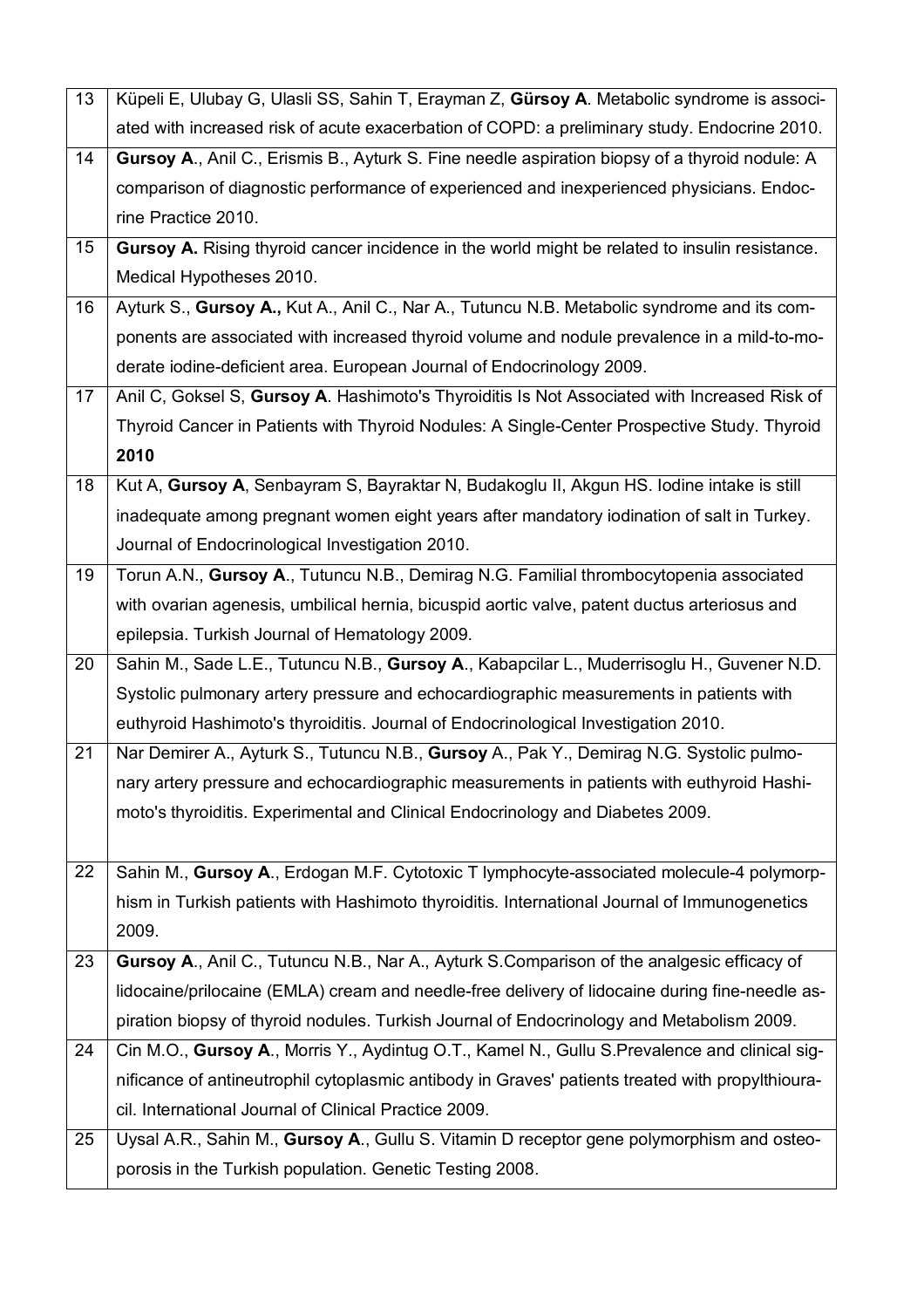| | |
|---|---|
| 13 | Küpeli E, Ulubay G, Ulasli SS, Sahin T, Erayman Z, **Gürsoy A**. Metabolic syndrome is associated with increased risk of acute exacerbation of COPD: a preliminary study. Endocrine 2010. |
| 14 | **Gursoy A**., Anil C., Erismis B., Ayturk S. Fine needle aspiration biopsy of a thyroid nodule: A comparison of diagnostic performance of experienced and inexperienced physicians. Endocrine Practice 2010. |
| 15 | **Gursoy A.** Rising thyroid cancer incidence in the world might be related to insulin resistance. Medical Hypotheses 2010. |
| 16 | Ayturk S., **Gursoy A.,** Kut A., Anil C., Nar A., Tutuncu N.B. Metabolic syndrome and its components are associated with increased thyroid volume and nodule prevalence in a mild-to-moderate iodine-deficient area. European Journal of Endocrinology 2009. |
| 17 | Anil C, Goksel S, **Gursoy A**. Hashimoto's Thyroiditis Is Not Associated with Increased Risk of Thyroid Cancer in Patients with Thyroid Nodules: A Single-Center Prospective Study. Thyroid **2010** |
| 18 | Kut A, **Gursoy A**, Senbayram S, Bayraktar N, Budakoglu II, Akgun HS. Iodine intake is still inadequate among pregnant women eight years after mandatory iodination of salt in Turkey. Journal of Endocrinological Investigation 2010. |
| 19 | Torun A.N., **Gursoy A**., Tutuncu N.B., Demirag N.G. Familial thrombocytopenia associated with ovarian agenesis, umbilical hernia, bicuspid aortic valve, patent ductus arteriosus and epilepsia. Turkish Journal of Hematology 2009. |
| 20 | Sahin M., Sade L.E., Tutuncu N.B., **Gursoy A**., Kabapcilar L., Muderrisoglu H., Guvener N.D. Systolic pulmonary artery pressure and echocardiographic measurements in patients with euthyroid Hashimoto's thyroiditis. Journal of Endocrinological Investigation 2010. |
| 21 | Nar Demirer A., Ayturk S., Tutuncu N.B., **Gursoy** A., Pak Y., Demirag N.G. Systolic pulmonary artery pressure and echocardiographic measurements in patients with euthyroid Hashimoto's thyroiditis. Experimental and Clinical Endocrinology and Diabetes 2009. |
| 22 | Sahin M., **Gursoy A**., Erdogan M.F. Cytotoxic T lymphocyte-associated molecule-4 polymorphism in Turkish patients with Hashimoto thyroiditis. International Journal of Immunogenetics 2009. |
| 23 | **Gursoy A**., Anil C., Tutuncu N.B., Nar A., Ayturk S.Comparison of the analgesic efficacy of lidocaine/prilocaine (EMLA) cream and needle-free delivery of lidocaine during fine-needle aspiration biopsy of thyroid nodules. Turkish Journal of Endocrinology and Metabolism 2009. |
| 24 | Cin M.O., **Gursoy A**., Morris Y., Aydintug O.T., Kamel N., Gullu S.Prevalence and clinical significance of antineutrophil cytoplasmic antibody in Graves' patients treated with propylthiouracil. International Journal of Clinical Practice 2009. |
| 25 | Uysal A.R., Sahin M., **Gursoy A**., Gullu S. Vitamin D receptor gene polymorphism and osteoporosis in the Turkish population. Genetic Testing 2008. |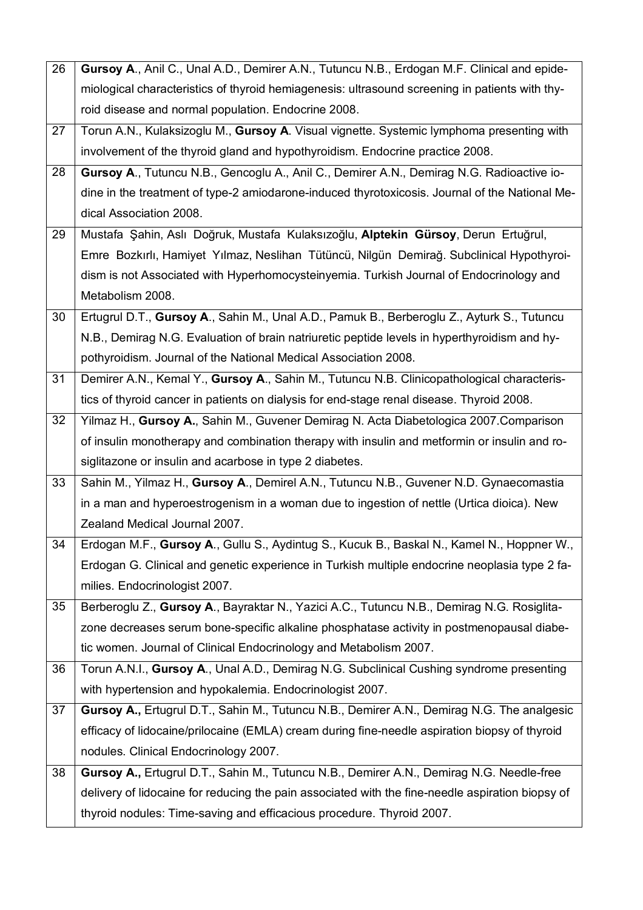| | |
|---|---|
| 26 | **Gursoy A**., Anil C., Unal A.D., Demirer A.N., Tutuncu N.B., Erdogan M.F. Clinical and epidemiological characteristics of thyroid hemiagenesis: ultrasound screening in patients with thyroid disease and normal population. Endocrine 2008. |
| 27 | Torun A.N., Kulaksizoglu M., **Gursoy A**. Visual vignette. Systemic lymphoma presenting with involvement of the thyroid gland and hypothyroidism. Endocrine practice 2008. |
| 28 | **Gursoy A**., Tutuncu N.B., Gencoglu A., Anil C., Demirer A.N., Demirag N.G. Radioactive iodine in the treatment of type-2 amiodarone-induced thyrotoxicosis. Journal of the National Medical Association 2008. |
| 29 | Mustafa Şahin, Aslı Doğruk, Mustafa Kulaksızoğlu, **Alptekin Gürsoy**, Derun Ertuğrul, Emre Bozkırlı, Hamiyet Yılmaz, Neslihan Tütüncü, Nilgün Demirağ. Subclinical Hypothyroidism is not Associated with Hyperhomocysteinyemia. Turkish Journal of Endocrinology and Metabolism 2008. |
| 30 | Ertugrul D.T., **Gursoy A**., Sahin M., Unal A.D., Pamuk B., Berberoglu Z., Ayturk S., Tutuncu N.B., Demirag N.G. Evaluation of brain natriuretic peptide levels in hyperthyroidism and hypothyroidism. Journal of the National Medical Association 2008. |
| 31 | Demirer A.N., Kemal Y., **Gursoy A**., Sahin M., Tutuncu N.B. Clinicopathological characteristics of thyroid cancer in patients on dialysis for end-stage renal disease. Thyroid 2008. |
| 32 | Yilmaz H., **Gursoy A.**, Sahin M., Guvener Demirag N. Acta Diabetologica 2007.Comparison of insulin monotherapy and combination therapy with insulin and metformin or insulin and rosiglitazone or insulin and acarbose in type 2 diabetes. |
| 33 | Sahin M., Yilmaz H., **Gursoy A**., Demirel A.N., Tutuncu N.B., Guvener N.D. Gynaecomastia in a man and hyperoestrogenism in a woman due to ingestion of nettle (Urtica dioica). New Zealand Medical Journal 2007. |
| 34 | Erdogan M.F., **Gursoy A**., Gullu S., Aydintug S., Kucuk B., Baskal N., Kamel N., Hoppner W., Erdogan G. Clinical and genetic experience in Turkish multiple endocrine neoplasia type 2 families. Endocrinologist 2007. |
| 35 | Berberoglu Z., **Gursoy A**., Bayraktar N., Yazici A.C., Tutuncu N.B., Demirag N.G. Rosiglitazone decreases serum bone-specific alkaline phosphatase activity in postmenopausal diabetic women. Journal of Clinical Endocrinology and Metabolism 2007. |
| 36 | Torun A.N.I., **Gursoy A**., Unal A.D., Demirag N.G. Subclinical Cushing syndrome presenting with hypertension and hypokalemia. Endocrinologist 2007. |
| 37 | **Gursoy A.,** Ertugrul D.T., Sahin M., Tutuncu N.B., Demirer A.N., Demirag N.G. The analgesic efficacy of lidocaine/prilocaine (EMLA) cream during fine-needle aspiration biopsy of thyroid nodules. Clinical Endocrinology 2007. |
| 38 | **Gursoy A.,** Ertugrul D.T., Sahin M., Tutuncu N.B., Demirer A.N., Demirag N.G. Needle-free delivery of lidocaine for reducing the pain associated with the fine-needle aspiration biopsy of thyroid nodules: Time-saving and efficacious procedure. Thyroid 2007. |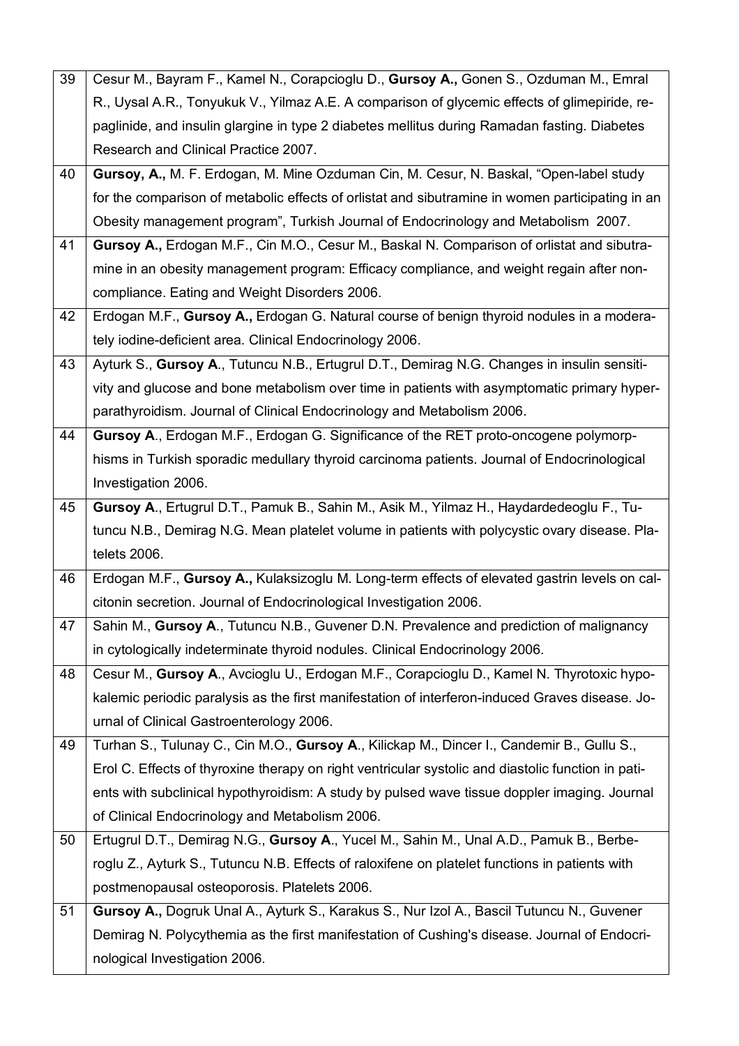| | |
|---|---|
| 39 | Cesur M., Bayram F., Kamel N., Corapcioglu D., **Gursoy A.,** Gonen S., Ozduman M., Emral R., Uysal A.R., Tonyukuk V., Yilmaz A.E. A comparison of glycemic effects of glimepiride, repaglinide, and insulin glargine in type 2 diabetes mellitus during Ramadan fasting. Diabetes Research and Clinical Practice 2007. |
| 40 | **Gursoy, A.,** M. F. Erdogan, M. Mine Ozduman Cin, M. Cesur, N. Baskal, "Open-label study for the comparison of metabolic effects of orlistat and sibutramine in women participating in an Obesity management program", Turkish Journal of Endocrinology and Metabolism 2007. |
| 41 | **Gursoy A.,** Erdogan M.F., Cin M.O., Cesur M., Baskal N. Comparison of orlistat and sibutramine in an obesity management program: Efficacy compliance, and weight regain after noncompliance. Eating and Weight Disorders 2006. |
| 42 | Erdogan M.F., **Gursoy A.,** Erdogan G. Natural course of benign thyroid nodules in a moderately iodine-deficient area. Clinical Endocrinology 2006. |
| 43 | Ayturk S., **Gursoy A**., Tutuncu N.B., Ertugrul D.T., Demirag N.G. Changes in insulin sensitivity and glucose and bone metabolism over time in patients with asymptomatic primary hyperparathyroidism. Journal of Clinical Endocrinology and Metabolism 2006. |
| 44 | **Gursoy A**., Erdogan M.F., Erdogan G. Significance of the RET proto-oncogene polymorphisms in Turkish sporadic medullary thyroid carcinoma patients. Journal of Endocrinological Investigation 2006. |
| 45 | **Gursoy A**., Ertugrul D.T., Pamuk B., Sahin M., Asik M., Yilmaz H., Haydardedeoglu F., Tutuncu N.B., Demirag N.G. Mean platelet volume in patients with polycystic ovary disease. Platelets 2006. |
| 46 | Erdogan M.F., **Gursoy A.,** Kulaksizoglu M. Long-term effects of elevated gastrin levels on calcitonin secretion. Journal of Endocrinological Investigation 2006. |
| 47 | Sahin M., **Gursoy A**., Tutuncu N.B., Guvener D.N. Prevalence and prediction of malignancy in cytologically indeterminate thyroid nodules. Clinical Endocrinology 2006. |
| 48 | Cesur M., **Gursoy A**., Avcioglu U., Erdogan M.F., Corapcioglu D., Kamel N. Thyrotoxic hypokalemic periodic paralysis as the first manifestation of interferon-induced Graves disease. Journal of Clinical Gastroenterology 2006. |
| 49 | Turhan S., Tulunay C., Cin M.O., **Gursoy A**., Kilickap M., Dincer I., Candemir B., Gullu S., Erol C. Effects of thyroxine therapy on right ventricular systolic and diastolic function in patients with subclinical hypothyroidism: A study by pulsed wave tissue doppler imaging. Journal of Clinical Endocrinology and Metabolism 2006. |
| 50 | Ertugrul D.T., Demirag N.G., **Gursoy A**., Yucel M., Sahin M., Unal A.D., Pamuk B., Berberoglu Z., Ayturk S., Tutuncu N.B. Effects of raloxifene on platelet functions in patients with postmenopausal osteoporosis. Platelets 2006. |
| 51 | **Gursoy A.,** Dogruk Unal A., Ayturk S., Karakus S., Nur Izol A., Bascil Tutuncu N., Guvener Demirag N. Polycythemia as the first manifestation of Cushing's disease. Journal of Endocrinological Investigation 2006. |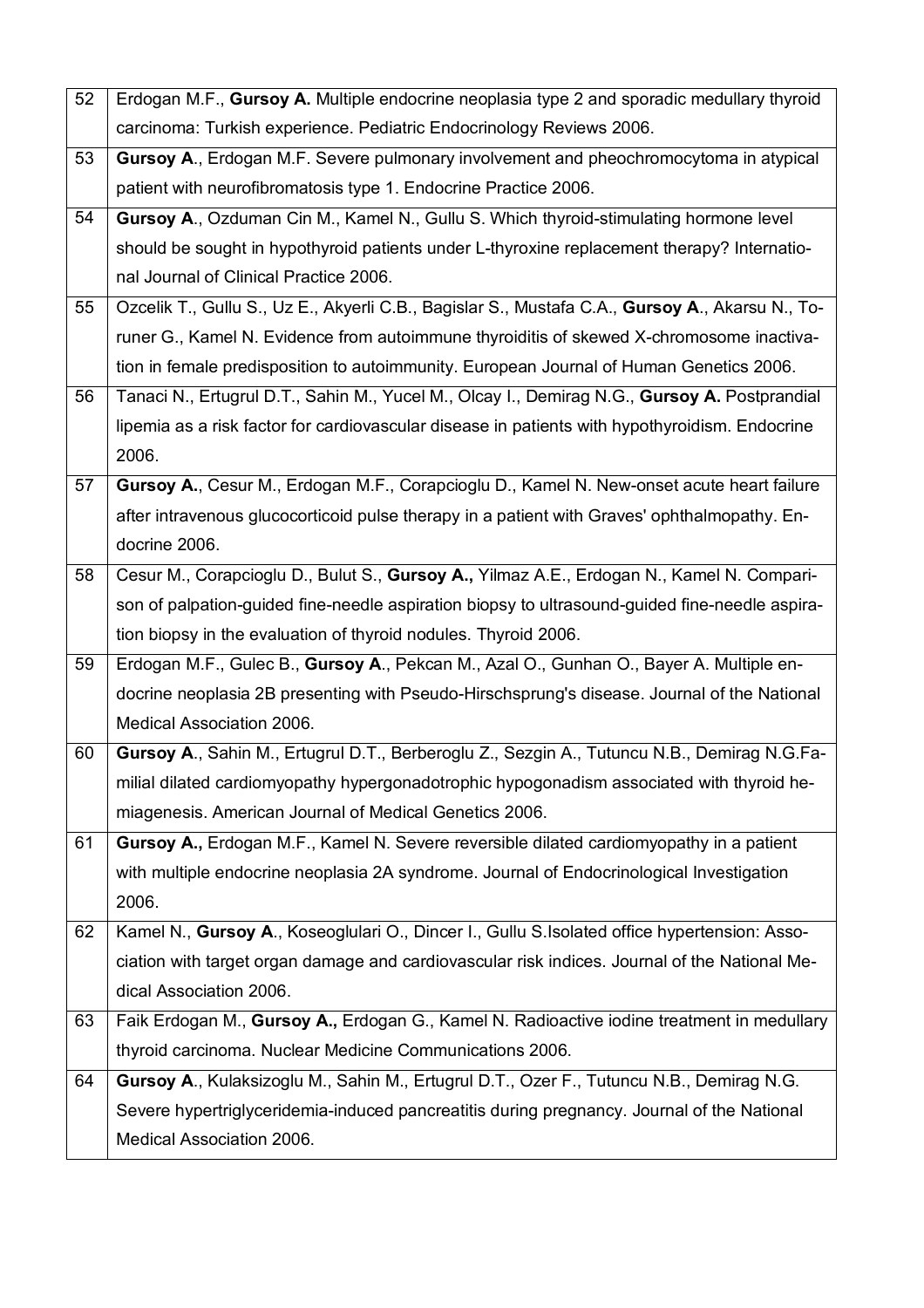| | |
|---|---|
| 52 | Erdogan M.F., **Gursoy A.** Multiple endocrine neoplasia type 2 and sporadic medullary thyroid carcinoma: Turkish experience. Pediatric Endocrinology Reviews 2006. |
| 53 | **Gursoy A**., Erdogan M.F. Severe pulmonary involvement and pheochromocytoma in atypical patient with neurofibromatosis type 1. Endocrine Practice 2006. |
| 54 | **Gursoy A**., Ozduman Cin M., Kamel N., Gullu S. Which thyroid-stimulating hormone level should be sought in hypothyroid patients under L-thyroxine replacement therapy? International Journal of Clinical Practice 2006. |
| 55 | Ozcelik T., Gullu S., Uz E., Akyerli C.B., Bagislar S., Mustafa C.A., **Gursoy A**., Akarsu N., Toruner G., Kamel N. Evidence from autoimmune thyroiditis of skewed X-chromosome inactivation in female predisposition to autoimmunity. European Journal of Human Genetics 2006. |
| 56 | Tanaci N., Ertugrul D.T., Sahin M., Yucel M., Olcay I., Demirag N.G., **Gursoy A.** Postprandial lipemia as a risk factor for cardiovascular disease in patients with hypothyroidism. Endocrine 2006. |
| 57 | **Gursoy A.**, Cesur M., Erdogan M.F., Corapcioglu D., Kamel N. New-onset acute heart failure after intravenous glucocorticoid pulse therapy in a patient with Graves' ophthalmopathy. Endocrine 2006. |
| 58 | Cesur M., Corapcioglu D., Bulut S., **Gursoy A.,** Yilmaz A.E., Erdogan N., Kamel N. Comparison of palpation-guided fine-needle aspiration biopsy to ultrasound-guided fine-needle aspiration biopsy in the evaluation of thyroid nodules. Thyroid 2006. |
| 59 | Erdogan M.F., Gulec B., **Gursoy A**., Pekcan M., Azal O., Gunhan O., Bayer A. Multiple endocrine neoplasia 2B presenting with Pseudo-Hirschsprung's disease. Journal of the National Medical Association 2006. |
| 60 | **Gursoy A**., Sahin M., Ertugrul D.T., Berberoglu Z., Sezgin A., Tutuncu N.B., Demirag N.G.Familial dilated cardiomyopathy hypergonadotrophic hypogonadism associated with thyroid hemiagenesis. American Journal of Medical Genetics 2006. |
| 61 | **Gursoy A.,** Erdogan M.F., Kamel N. Severe reversible dilated cardiomyopathy in a patient with multiple endocrine neoplasia 2A syndrome. Journal of Endocrinological Investigation 2006. |
| 62 | Kamel N., **Gursoy A**., Koseoglulari O., Dincer I., Gullu S.Isolated office hypertension: Association with target organ damage and cardiovascular risk indices. Journal of the National Medical Association 2006. |
| 63 | Faik Erdogan M., **Gursoy A.,** Erdogan G., Kamel N. Radioactive iodine treatment in medullary thyroid carcinoma. Nuclear Medicine Communications 2006. |
| 64 | **Gursoy A**., Kulaksizoglu M., Sahin M., Ertugrul D.T., Ozer F., Tutuncu N.B., Demirag N.G. Severe hypertriglyceridemia-induced pancreatitis during pregnancy. Journal of the National Medical Association 2006. |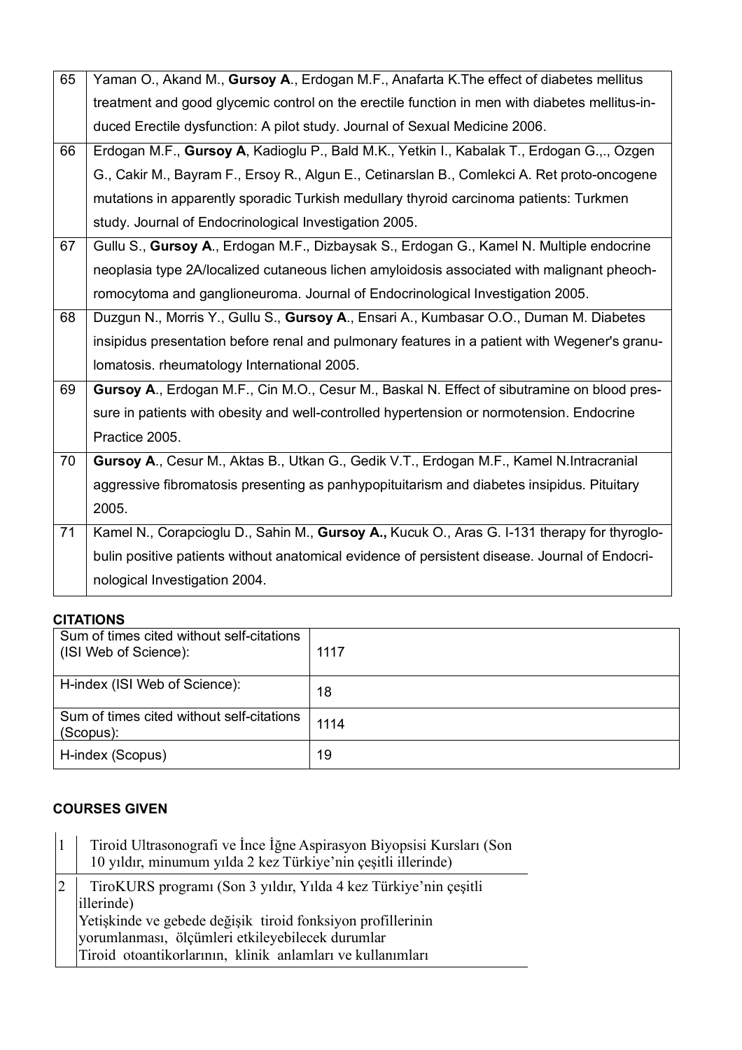| | |
|---|---|
| 65 | Yaman O., Akand M., **Gursoy A**., Erdogan M.F., Anafarta K.The effect of diabetes mellitus treatment and good glycemic control on the erectile function in men with diabetes mellitus-induced Erectile dysfunction: A pilot study. Journal of Sexual Medicine 2006. |
| 66 | Erdogan M.F., **Gursoy A**, Kadioglu P., Bald M.K., Yetkin I., Kabalak T., Erdogan G.,., Ozgen G., Cakir M., Bayram F., Ersoy R., Algun E., Cetinarslan B., Comlekci A. Ret proto-oncogene mutations in apparently sporadic Turkish medullary thyroid carcinoma patients: Turkmen study. Journal of Endocrinological Investigation 2005. |
| 67 | Gullu S., **Gursoy A**., Erdogan M.F., Dizbaysak S., Erdogan G., Kamel N. Multiple endocrine neoplasia type 2A/localized cutaneous lichen amyloidosis associated with malignant pheochromocytoma and ganglioneuroma. Journal of Endocrinological Investigation 2005. |
| 68 | Duzgun N., Morris Y., Gullu S., **Gursoy A**., Ensari A., Kumbasar O.O., Duman M. Diabetes insipidus presentation before renal and pulmonary features in a patient with Wegener's granulomatosis. rheumatology International 2005. |
| 69 | **Gursoy A**., Erdogan M.F., Cin M.O., Cesur M., Baskal N. Effect of sibutramine on blood pressure in patients with obesity and well-controlled hypertension or normotension. Endocrine Practice 2005. |
| 70 | **Gursoy A**., Cesur M., Aktas B., Utkan G., Gedik V.T., Erdogan M.F., Kamel N.Intracranial aggressive fibromatosis presenting as panhypopituitarism and diabetes insipidus. Pituitary 2005. |
| 71 | Kamel N., Corapcioglu D., Sahin M., **Gursoy A.,** Kucuk O., Aras G. I-131 therapy for thyroglobulin positive patients without anatomical evidence of persistent disease. Journal of Endocrinological Investigation 2004. |

**CITATIONS**

| | |
|---|---|
| Sum of times cited without self-citations (ISI Web of Science): | 1117 |
| H-index (ISI Web of Science): | 18 |
| Sum of times cited without self-citations (Scopus): | 1114 |
| H-index (Scopus) | 19 |

**COURSES GIVEN**

| | |
|---|---|
| 1 | Tiroid Ultrasonografi ve İnce İğne Aspirasyon Biyopsisi Kursları (Son 10 yıldır, minumum yılda 2 kez Türkiye'nin çeşitli illerinde) |
| 2 | TiroKURS programı (Son 3 yıldır, Yılda 4 kez Türkiye'nin çeşitli illerinde)<br>Yetişkinde ve gebede değişik tiroid fonksiyon profillerinin yorumlanması, ölçümleri etkileyebilecek durumlar<br>Tiroid otoantikorlarının, klinik anlamları ve kullanımları |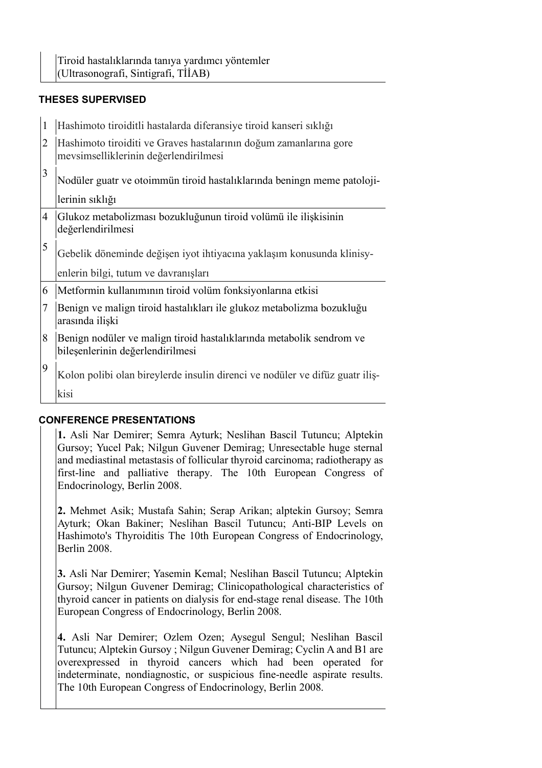| |
|---|
| Tiroid hastalıklarında tanıya yardımcı yöntemler (Ultrasonografi, Sintigrafi, TİİAB) |

### THESES SUPERVISED

| | |
|---|---|
| 1 | Hashimoto tiroiditli hastalarda diferansiye tiroid kanseri sıklığı |
| 2 | Hashimoto tiroiditi ve Graves hastalarının doğum zamanlarına gore mevsimselliklerinin değerlendirilmesi |
| 3 | Nodüler guatr ve otoimmün tiroid hastalıklarında beningn meme patolojilerinin sıklığı |
| 4 | Glukoz metabolizması bozukluğunun tiroid volümü ile ilişkisinin değerlendirilmesi |
| 5 | Gebelik döneminde değişen iyot ihtiyacına yaklaşım konusunda klinisyenlerin bilgi, tutum ve davranışları |
| 6 | Metformin kullanımının tiroid volüm fonksiyonlarına etkisi |
| 7 | Benign ve malign tiroid hastalıkları ile glukoz metabolizma bozukluğu arasında ilişki |
| 8 | Benign nodüler ve malign tiroid hastalıklarında metabolik sendrom ve bileşenlerinin değerlendirilmesi |
| 9 | Kolon polibi olan bireylerde insulin direnci ve nodüler ve difüz guatr ilişkisi |

### CONFERENCE PRESENTATIONS

**1.** Asli Nar Demirer; Semra Ayturk; Neslihan Bascil Tutuncu; Alptekin Gursoy; Yucel Pak; Nilgun Guvener Demirag; Unresectable huge sternal and mediastinal metastasis of follicular thyroid carcinoma; radiotherapy as first-line and palliative therapy. The 10th European Congress of Endocrinology, Berlin 2008.

**2.** Mehmet Asik; Mustafa Sahin; Serap Arikan; alptekin Gursoy; Semra Ayturk; Okan Bakiner; Neslihan Bascil Tutuncu; Anti-BIP Levels on Hashimoto's Thyroiditis The 10th European Congress of Endocrinology, Berlin 2008.

**3.** Asli Nar Demirer; Yasemin Kemal; Neslihan Bascil Tutuncu; Alptekin Gursoy; Nilgun Guvener Demirag; Clinicopathological characteristics of thyroid cancer in patients on dialysis for end-stage renal disease. The 10th European Congress of Endocrinology, Berlin 2008.

**4.** Asli Nar Demirer; Ozlem Ozen; Aysegul Sengul; Neslihan Bascil Tutuncu; Alptekin Gursoy ; Nilgun Guvener Demirag; Cyclin A and B1 are overexpressed in thyroid cancers which had been operated for indeterminate, nondiagnostic, or suspicious fine-needle aspirate results. The 10th European Congress of Endocrinology, Berlin 2008.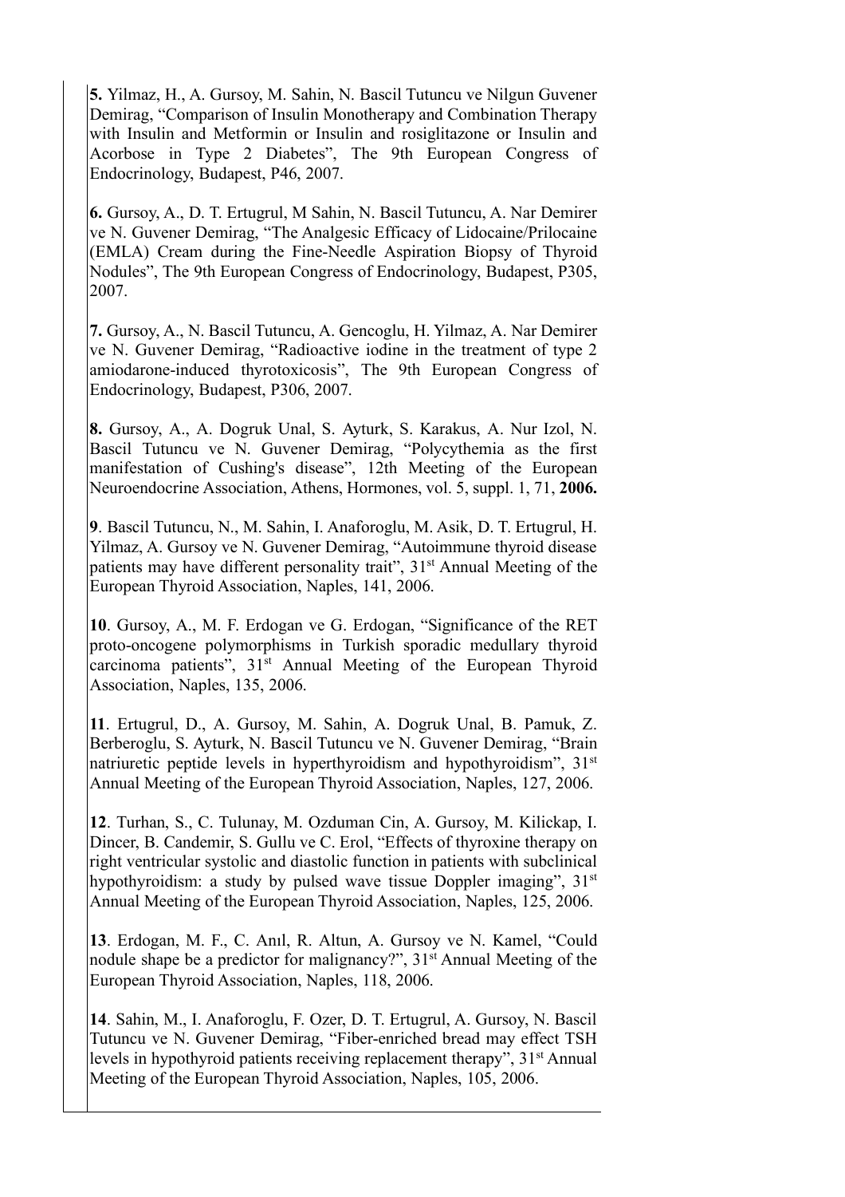**5.** Yilmaz, H., A. Gursoy, M. Sahin, N. Bascil Tutuncu ve Nilgun Guvener Demirag, "Comparison of Insulin Monotherapy and Combination Therapy with Insulin and Metformin or Insulin and rosiglitazone or Insulin and Acorbose in Type 2 Diabetes", The 9th European Congress of Endocrinology, Budapest, P46, 2007.

**6.** Gursoy, A., D. T. Ertugrul, M Sahin, N. Bascil Tutuncu, A. Nar Demirer ve N. Guvener Demirag, "The Analgesic Efficacy of Lidocaine/Prilocaine (EMLA) Cream during the Fine-Needle Aspiration Biopsy of Thyroid Nodules", The 9th European Congress of Endocrinology, Budapest, P305, 2007.

**7.** Gursoy, A., N. Bascil Tutuncu, A. Gencoglu, H. Yilmaz, A. Nar Demirer ve N. Guvener Demirag, "Radioactive iodine in the treatment of type 2 amiodarone-induced thyrotoxicosis", The 9th European Congress of Endocrinology, Budapest, P306, 2007.

**8.** Gursoy, A., A. Dogruk Unal, S. Ayturk, S. Karakus, A. Nur Izol, N. Bascil Tutuncu ve N. Guvener Demirag, "Polycythemia as the first manifestation of Cushing's disease", 12th Meeting of the European Neuroendocrine Association, Athens, Hormones, vol. 5, suppl. 1, 71, **2006.**

**9**. Bascil Tutuncu, N., M. Sahin, I. Anaforoglu, M. Asik, D. T. Ertugrul, H. Yilmaz, A. Gursoy ve N. Guvener Demirag, "Autoimmune thyroid disease patients may have different personality trait", 31st Annual Meeting of the European Thyroid Association, Naples, 141, 2006.

**10**. Gursoy, A., M. F. Erdogan ve G. Erdogan, "Significance of the RET proto-oncogene polymorphisms in Turkish sporadic medullary thyroid carcinoma patients", 31st Annual Meeting of the European Thyroid Association, Naples, 135, 2006.

**11**. Ertugrul, D., A. Gursoy, M. Sahin, A. Dogruk Unal, B. Pamuk, Z. Berberoglu, S. Ayturk, N. Bascil Tutuncu ve N. Guvener Demirag, "Brain natriuretic peptide levels in hyperthyroidism and hypothyroidism", 31st Annual Meeting of the European Thyroid Association, Naples, 127, 2006.

**12**. Turhan, S., C. Tulunay, M. Ozduman Cin, A. Gursoy, M. Kilickap, I. Dincer, B. Candemir, S. Gullu ve C. Erol, "Effects of thyroxine therapy on right ventricular systolic and diastolic function in patients with subclinical hypothyroidism: a study by pulsed wave tissue Doppler imaging", 31st Annual Meeting of the European Thyroid Association, Naples, 125, 2006.

**13**. Erdogan, M. F., C. Anıl, R. Altun, A. Gursoy ve N. Kamel, "Could nodule shape be a predictor for malignancy?", 31st Annual Meeting of the European Thyroid Association, Naples, 118, 2006.

**14**. Sahin, M., I. Anaforoglu, F. Ozer, D. T. Ertugrul, A. Gursoy, N. Bascil Tutuncu ve N. Guvener Demirag, "Fiber-enriched bread may effect TSH levels in hypothyroid patients receiving replacement therapy", 31st Annual Meeting of the European Thyroid Association, Naples, 105, 2006.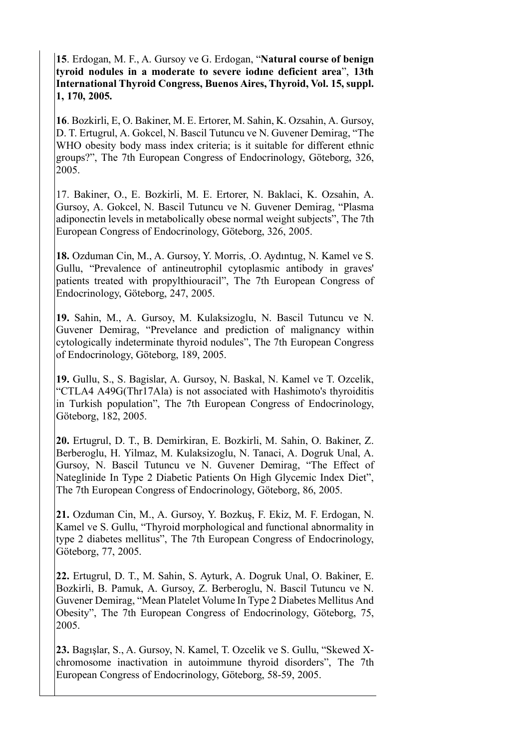**15**. Erdogan, M. F., A. Gursoy ve G. Erdogan, “**Natural course of benign tyroid nodules in a moderate to severe iodıne deficient area**”, **13th International Thyroid Congress, Buenos Aires, Thyroid, Vol. 15, suppl. 1, 170, 2005.**

**16**. Bozkirli, E, O. Bakiner, M. E. Ertorer, M. Sahin, K. Ozsahin, A. Gursoy, D. T. Ertugrul, A. Gokcel, N. Bascil Tutuncu ve N. Guvener Demirag, “The WHO obesity body mass index criteria; is it suitable for different ethnic groups?”, The 7th European Congress of Endocrinology, Göteborg, 326, 2005.

17. Bakiner, O., E. Bozkirli, M. E. Ertorer, N. Baklaci, K. Ozsahin, A. Gursoy, A. Gokcel, N. Bascil Tutuncu ve N. Guvener Demirag, “Plasma adiponectin levels in metabolically obese normal weight subjects”, The 7th European Congress of Endocrinology, Göteborg, 326, 2005.

**18.** Ozduman Cin, M., A. Gursoy, Y. Morris, .O. Aydıntug, N. Kamel ve S. Gullu, “Prevalence of antineutrophil cytoplasmic antibody in graves' patients treated with propylthiouracil”, The 7th European Congress of Endocrinology, Göteborg, 247, 2005.

**19.** Sahin, M., A. Gursoy, M. Kulaksizoglu, N. Bascil Tutuncu ve N. Guvener Demirag, “Prevelance and prediction of malignancy within cytologically indeterminate thyroid nodules”, The 7th European Congress of Endocrinology, Göteborg, 189, 2005.

**19.** Gullu, S., S. Bagislar, A. Gursoy, N. Baskal, N. Kamel ve T. Ozcelik, “CTLA4 A49G(Thr17Ala) is not associated with Hashimoto's thyroiditis in Turkish population”, The 7th European Congress of Endocrinology, Göteborg, 182, 2005.

**20.** Ertugrul, D. T., B. Demirkiran, E. Bozkirli, M. Sahin, O. Bakiner, Z. Berberoglu, H. Yilmaz, M. Kulaksizoglu, N. Tanaci, A. Dogruk Unal, A. Gursoy, N. Bascil Tutuncu ve N. Guvener Demirag, “The Effect of Nateglinide In Type 2 Diabetic Patients On High Glycemic Index Diet”, The 7th European Congress of Endocrinology, Göteborg, 86, 2005.

**21.** Ozduman Cin, M., A. Gursoy, Y. Bozkuş, F. Ekiz, M. F. Erdogan, N. Kamel ve S. Gullu, “Thyroid morphological and functional abnormality in type 2 diabetes mellitus”, The 7th European Congress of Endocrinology, Göteborg, 77, 2005.

**22.** Ertugrul, D. T., M. Sahin, S. Ayturk, A. Dogruk Unal, O. Bakiner, E. Bozkirli, B. Pamuk, A. Gursoy, Z. Berberoglu, N. Bascil Tutuncu ve N. Guvener Demirag, “Mean Platelet Volume In Type 2 Diabetes Mellitus And Obesity”, The 7th European Congress of Endocrinology, Göteborg, 75, 2005.

**23.** Bagışlar, S., A. Gursoy, N. Kamel, T. Ozcelik ve S. Gullu, “Skewed X-chromosome inactivation in autoimmune thyroid disorders”, The 7th European Congress of Endocrinology, Göteborg, 58-59, 2005.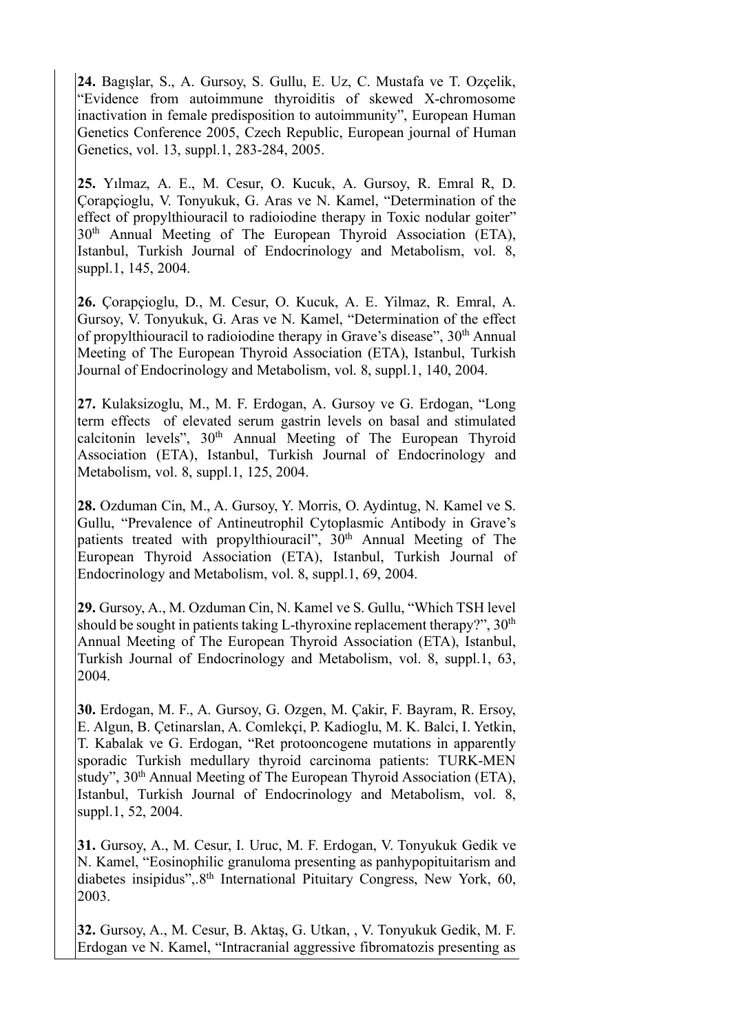**24.** Bagışlar, S., A. Gursoy, S. Gullu, E. Uz, C. Mustafa ve T. Ozçelik, "Evidence from autoimmune thyroiditis of skewed X-chromosome inactivation in female predisposition to autoimmunity", European Human Genetics Conference 2005, Czech Republic, European journal of Human Genetics, vol. 13, suppl.1, 283-284, 2005.

**25.** Yılmaz, A. E., M. Cesur, O. Kucuk, A. Gursoy, R. Emral R, D. Çorapçioglu, V. Tonyukuk, G. Aras ve N. Kamel, "Determination of the effect of propylthiouracil to radioiodine therapy in Toxic nodular goiter" 30th Annual Meeting of The European Thyroid Association (ETA), Istanbul, Turkish Journal of Endocrinology and Metabolism, vol. 8, suppl.1, 145, 2004.

**26.** Çorapçioglu, D., M. Cesur, O. Kucuk, A. E. Yilmaz, R. Emral, A. Gursoy, V. Tonyukuk, G. Aras ve N. Kamel, "Determination of the effect of propylthiouracil to radioiodine therapy in Grave's disease", 30th Annual Meeting of The European Thyroid Association (ETA), Istanbul, Turkish Journal of Endocrinology and Metabolism, vol. 8, suppl.1, 140, 2004.

**27.** Kulaksizoglu, M., M. F. Erdogan, A. Gursoy ve G. Erdogan, "Long term effects of elevated serum gastrin levels on basal and stimulated calcitonin levels", 30th Annual Meeting of The European Thyroid Association (ETA), Istanbul, Turkish Journal of Endocrinology and Metabolism, vol. 8, suppl.1, 125, 2004.

**28.** Ozduman Cin, M., A. Gursoy, Y. Morris, O. Aydintug, N. Kamel ve S. Gullu, "Prevalence of Antineutrophil Cytoplasmic Antibody in Grave's patients treated with propylthiouracil", 30th Annual Meeting of The European Thyroid Association (ETA), Istanbul, Turkish Journal of Endocrinology and Metabolism, vol. 8, suppl.1, 69, 2004.

**29.** Gursoy, A., M. Ozduman Cin, N. Kamel ve S. Gullu, "Which TSH level should be sought in patients taking L-thyroxine replacement therapy?", 30th Annual Meeting of The European Thyroid Association (ETA), Istanbul, Turkish Journal of Endocrinology and Metabolism, vol. 8, suppl.1, 63, 2004.

**30.** Erdogan, M. F., A. Gursoy, G. Ozgen, M. Çakir, F. Bayram, R. Ersoy, E. Algun, B. Çetinarslan, A. Comlekçi, P. Kadioglu, M. K. Balci, I. Yetkin, T. Kabalak ve G. Erdogan, "Ret protooncogene mutations in apparently sporadic Turkish medullary thyroid carcinoma patients: TURK-MEN study", 30th Annual Meeting of The European Thyroid Association (ETA), Istanbul, Turkish Journal of Endocrinology and Metabolism, vol. 8, suppl.1, 52, 2004.

**31.** Gursoy, A., M. Cesur, I. Uruc, M. F. Erdogan, V. Tonyukuk Gedik ve N. Kamel, "Eosinophilic granuloma presenting as panhypopituitarism and diabetes insipidus",.8th International Pituitary Congress, New York, 60, 2003.

**32.** Gursoy, A., M. Cesur, B. Aktaş, G. Utkan, , V. Tonyukuk Gedik, M. F. Erdogan ve N. Kamel, "Intracranial aggressive fibromatozis presenting as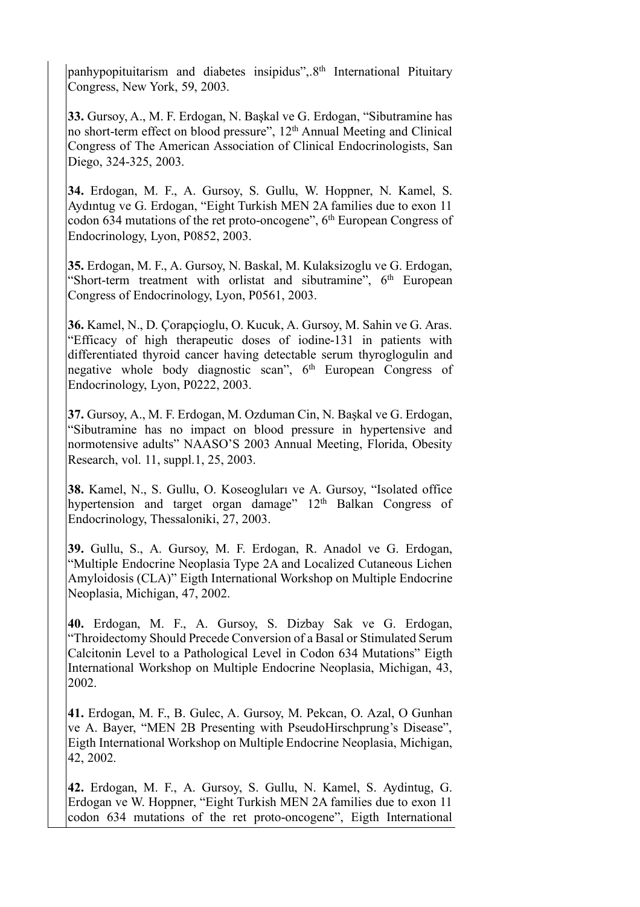panhypopituitarism and diabetes insipidus",.8th International Pituitary Congress, New York, 59, 2003.

**33.** Gursoy, A., M. F. Erdogan, N. Başkal ve G. Erdogan, "Sibutramine has no short-term effect on blood pressure", 12th Annual Meeting and Clinical Congress of The American Association of Clinical Endocrinologists, San Diego, 324-325, 2003.

**34.** Erdogan, M. F., A. Gursoy, S. Gullu, W. Hoppner, N. Kamel, S. Aydıntug ve G. Erdogan, "Eight Turkish MEN 2A families due to exon 11 codon 634 mutations of the ret proto-oncogene", 6th European Congress of Endocrinology, Lyon, P0852, 2003.

**35.** Erdogan, M. F., A. Gursoy, N. Baskal, M. Kulaksizoglu ve G. Erdogan, "Short-term treatment with orlistat and sibutramine", 6th European Congress of Endocrinology, Lyon, P0561, 2003.

**36.** Kamel, N., D. Çorapçioglu, O. Kucuk, A. Gursoy, M. Sahin ve G. Aras. "Efficacy of high therapeutic doses of iodine-131 in patients with differentiated thyroid cancer having detectable serum thyroglogulin and negative whole body diagnostic scan", 6th European Congress of Endocrinology, Lyon, P0222, 2003.

**37.** Gursoy, A., M. F. Erdogan, M. Ozduman Cin, N. Başkal ve G. Erdogan, "Sibutramine has no impact on blood pressure in hypertensive and normotensive adults" NAASO'S 2003 Annual Meeting, Florida, Obesity Research, vol. 11, suppl.1, 25, 2003.

**38.** Kamel, N., S. Gullu, O. Koseoglular ve A. Gursoy, "Isolated office hypertension and target organ damage" 12th Balkan Congress of Endocrinology, Thessaloniki, 27, 2003.

**39.** Gullu, S., A. Gursoy, M. F. Erdogan, R. Anadol ve G. Erdogan, "Multiple Endocrine Neoplasia Type 2A and Localized Cutaneous Lichen Amyloidosis (CLA)" Eigth International Workshop on Multiple Endocrine Neoplasia, Michigan, 47, 2002.

**40.** Erdogan, M. F., A. Gursoy, S. Dizbay Sak ve G. Erdogan, "Throidectomy Should Precede Conversion of a Basal or Stimulated Serum Calcitonin Level to a Pathological Level in Codon 634 Mutations" Eigth International Workshop on Multiple Endocrine Neoplasia, Michigan, 43, 2002.

**41.** Erdogan, M. F., B. Gulec, A. Gursoy, M. Pekcan, O. Azal, O Gunhan ve A. Bayer, "MEN 2B Presenting with PseudoHirschprung's Disease", Eigth International Workshop on Multiple Endocrine Neoplasia, Michigan, 42, 2002.

**42.** Erdogan, M. F., A. Gursoy, S. Gullu, N. Kamel, S. Aydintug, G. Erdogan ve W. Hoppner, "Eight Turkish MEN 2A families due to exon 11 codon 634 mutations of the ret proto-oncogene", Eigth International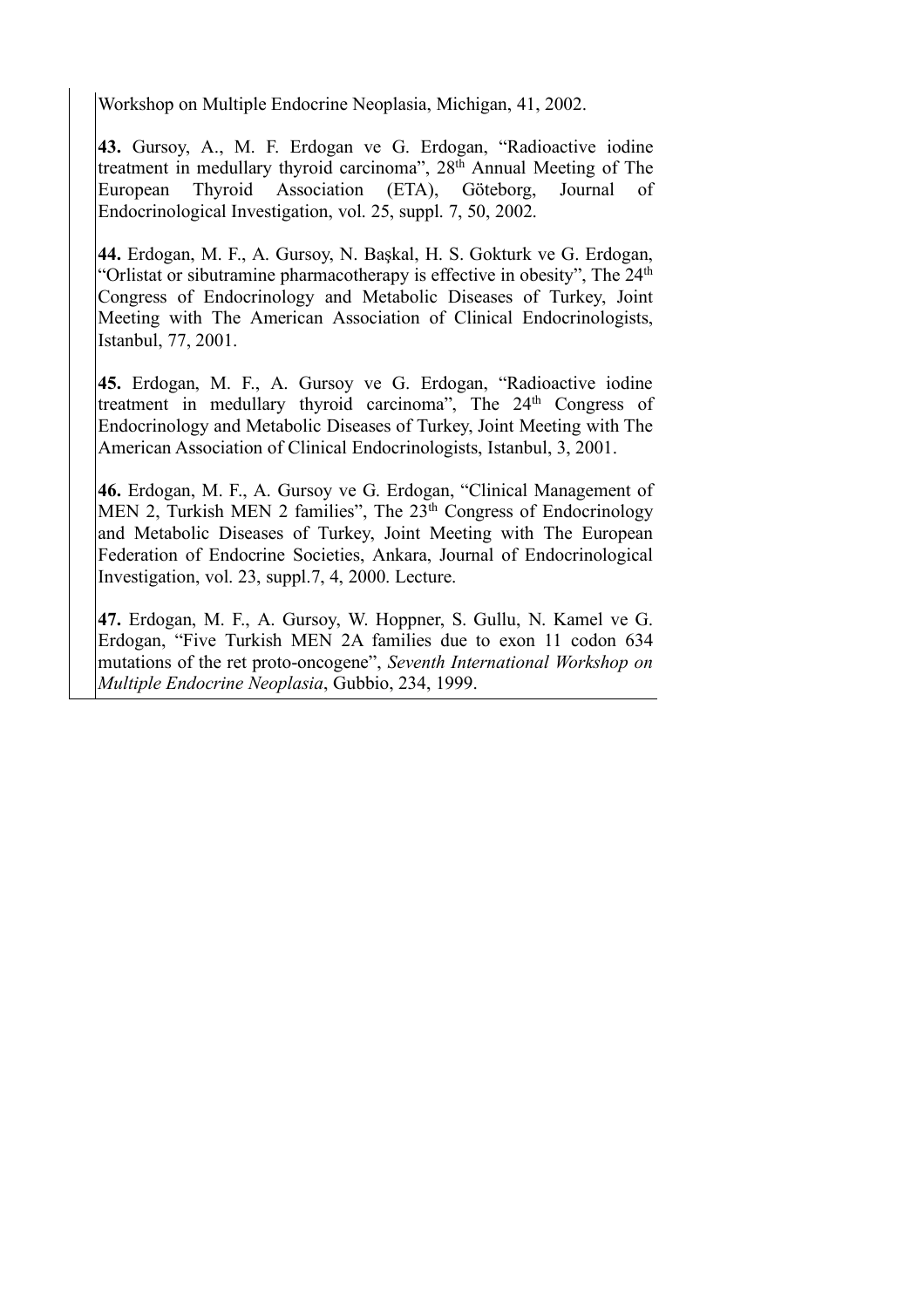Workshop on Multiple Endocrine Neoplasia, Michigan, 41, 2002.

**43.** Gursoy, A., M. F. Erdogan ve G. Erdogan, "Radioactive iodine treatment in medullary thyroid carcinoma", 28th Annual Meeting of The European Thyroid Association (ETA), Göteborg, Journal of Endocrinological Investigation, vol. 25, suppl. 7, 50, 2002.

**44.** Erdogan, M. F., A. Gursoy, N. Başkal, H. S. Gokturk ve G. Erdogan, "Orlistat or sibutramine pharmacotherapy is effective in obesity", The 24th Congress of Endocrinology and Metabolic Diseases of Turkey, Joint Meeting with The American Association of Clinical Endocrinologists, Istanbul, 77, 2001.

**45.** Erdogan, M. F., A. Gursoy ve G. Erdogan, "Radioactive iodine treatment in medullary thyroid carcinoma", The 24th Congress of Endocrinology and Metabolic Diseases of Turkey, Joint Meeting with The American Association of Clinical Endocrinologists, Istanbul, 3, 2001.

**46.** Erdogan, M. F., A. Gursoy ve G. Erdogan, "Clinical Management of MEN 2, Turkish MEN 2 families", The 23th Congress of Endocrinology and Metabolic Diseases of Turkey, Joint Meeting with The European Federation of Endocrine Societies, Ankara, Journal of Endocrinological Investigation, vol. 23, suppl.7, 4, 2000. Lecture.

**47.** Erdogan, M. F., A. Gursoy, W. Hoppner, S. Gullu, N. Kamel ve G. Erdogan, "Five Turkish MEN 2A families due to exon 11 codon 634 mutations of the ret proto-oncogene", *Seventh International Workshop on Multiple Endocrine Neoplasia*, Gubbio, 234, 1999.